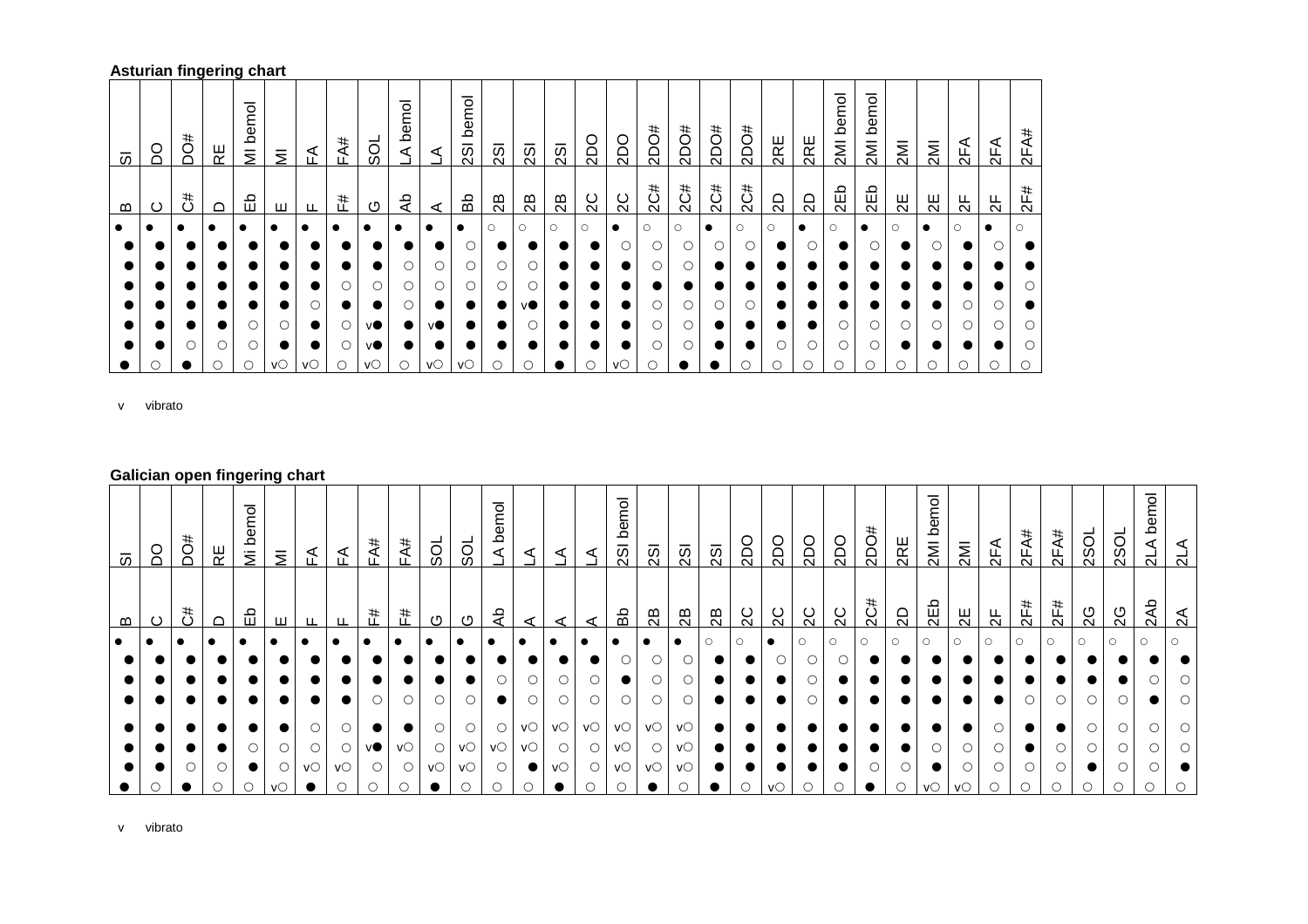**Asturian fingering chart**

| SI | DO | DO# | RE | MI bemol | MI | FA | FA# | SOL | LA bemol | LA | 2SI bemol | 2SI | 2SI | 2SI | 2DO | 2DO | 2DO# | 2DO# | 2DO# | 2DO# | 2RE | 2RE | 2MI bemol | 2MI bemol | 2MI | 2MI | 2FA | 2FA | 2FA# |
|---|---|---|---|---|---|---|---|---|---|---|---|---|---|---|---|---|---|---|---|---|---|---|---|---|---|---|---|---|---|
| B | C | C# | D | Eb | E | F | F# | G | Ab | A | Bb | 2B | 2B | 2B | 2C | 2C | 2C# | 2C# | 2C# | 2C# | 2D | 2D | 2Eb | 2Eb | 2E | 2E | 2F | 2F | 2F# |
| ● | ● | ● | ● | ● | ● | ● | ● | ● | ● | ● | ● | ○ | ○ | ○ | ○ | ● | ○ | ○ | ● | ○ | ○ | ● | ○ | ● | ○ | ● | ○ | ● | ○ |
| ● | ● | ● | ● | ● | ● | ● | ● | ● | ● | ● | ○ | ● | ● | ● | ● | ○ | ○ | ○ | ○ | ○ | ● | ○ | ● | ○ | ● | ○ | ● | ○ | ● |
| ● | ● | ● | ● | ● | ● | ● | ● | ● | ○ | ○ | ○ | ○ | ○ | ● | ● | ● | ○ | ○ | ● | ● | ● | ● | ● | ● | ● | ● | ● | ● | ● |
| ● | ● | ● | ● | ● | ● | ● | ○ | ○ | ○ | ○ | ○ | ○ | ○ | ● | ● | ● | ● | ● | ● | ● | ● | ● | ● | ● | ● | ● | ● | ● | ○ |
| ● | ● | ● | ● | ● | ● | ○ | ● | ● | ○ | ● | ● | ● | v● | ● | ● | ● | ○ | ○ | ○ | ○ | ● | ● | ● | ● | ● | ● | ○ | ○ | ● |
| ● | ● | ● | ● | ○ | ○ | ● | ○ | v● | ● | v● | ● | ● | ○ | ● | ● | ● | ○ | ○ | ● | ● | ● | ● | ○ | ○ | ○ | ○ | ○ | ○ | ○ |
| ● | ● | ○ | ○ | ○ | ● | ● | ○ | v● | ● | ● | ● | ● | ● | ● | ● | ● | ○ | ○ | ● | ● | ○ | ○ | ○ | ○ | ● | ● | ● | ● | ○ |
| ● | ○ | ● | ○ | ○ | v○ | v○ | ○ | v○ | ○ | v○ | v○ | ○ | ○ | ● | ○ | v○ | ○ | ● | ● | ○ | ○ | ○ | ○ | ○ | ○ | ○ | ○ | ○ | ○ |

v vibrato

**Galician open fingering chart**

| SI | DO | DO# | RE | Mi bemol | MI | FA | FA | FA# | FA# | SOL | SOL | LA bemol | LA | LA | LA | 2SI bemol | 2SI | 2SI | 2SI | 2DO | 2DO | 2DO | 2DO | 2DO# | 2RE | 2MI bemol | 2MI | 2FA | 2FA# | 2FA# | 2SOL | 2SOL | 2LA bemol | 2LA |
|---|---|---|---|---|---|---|---|---|---|---|---|---|---|---|---|---|---|---|---|---|---|---|---|---|---|---|---|---|---|---|---|---|---|---|
| B | C | C# | D | Eb | E | F | F | F# | F# | G | G | Ab | A | A | A | Bb | 2B | 2B | 2B | 2C | 2C | 2C | 2C | 2C# | 2D | 2Eb | 2E | 2F | 2F# | 2F# | 2G | 2G | 2Ab | 2A |
| ● | ● | ● | ● | ● | ● | ● | ● | ● | ● | ● | ● | ● | ● | ● | ● | ● | ● | ○ | ○ | ● | ○ | ○ | ○ | ○ | ○ | ○ | ○ | ○ | ○ | ○ | ○ | ○ | ○ | ○ |
| ● | ● | ● | ● | ● | ● | ● | ● | ● | ● | ● | ● | ● | ● | ● | ● | ○ | ○ | ○ | ● | ● | ○ | ○ | ● | ● | ● | ● | ● | ● | ● | ● | ● | ● | ● | ● |
| ● | ● | ● | ● | ● | ● | ● | ● | ● | ● | ● | ● | ○ | ○ | ○ | ○ | ● | ○ | ○ | ● | ● | ● | ○ | ● | ● | ● | ● | ● | ● | ● | ● | ● | ● | ○ | ○ |
| ● | ● | ● | ● | ● | ● | ● | ● | ○ | ○ | ○ | ○ | ● | ○ | ○ | ○ | ○ | ○ | ○ | ● | ● | ● | ○ | ● | ● | ● | ● | ● | ● | ○ | ○ | ○ | ○ | ● | ○ |
| ● | ● | ● | ● | ● | ● | ○ | ○ | ● | ● | ○ | ○ | ○ | v○ | v○ | v○ | v○ | v○ | v○ | ● | ● | ● | ● | ● | ● | ● | ● | ● | ○ | ● | ● | ○ | ○ | ○ | ○ |
| ● | ● | ● | ● | ○ | ○ | ○ | ○ | v● | v○ | ○ | v○ | v○ | v○ | ○ | ○ | v○ | ○ | v○ | ● | ● | ● | ● | ● | ● | ● | ○ | ○ | ○ | ● | ○ | ○ | ○ | ○ | ○ |
| ● | ● | ○ | ○ | ● | ○ | v○ | v○ | ○ | ○ | v○ | v○ | ○ | ● | v○ | ○ | v○ | v○ | v○ | ● | ● | ● | ● | ● | ○ | ○ | ● | ○ | ○ | ○ | ○ | ● | ○ | ○ | ● |
| ● | ○ | ● | ○ | ○ | v○ | ● | ○ | ○ | ○ | ● | ○ | ○ | ○ | ● | ○ | ○ | ● | ○ | ● | ○ | v○ | ○ | ○ | ● | ○ | v○ | v○ | ○ | ○ | ○ | ○ | ○ | ○ | ○ |

v vibrato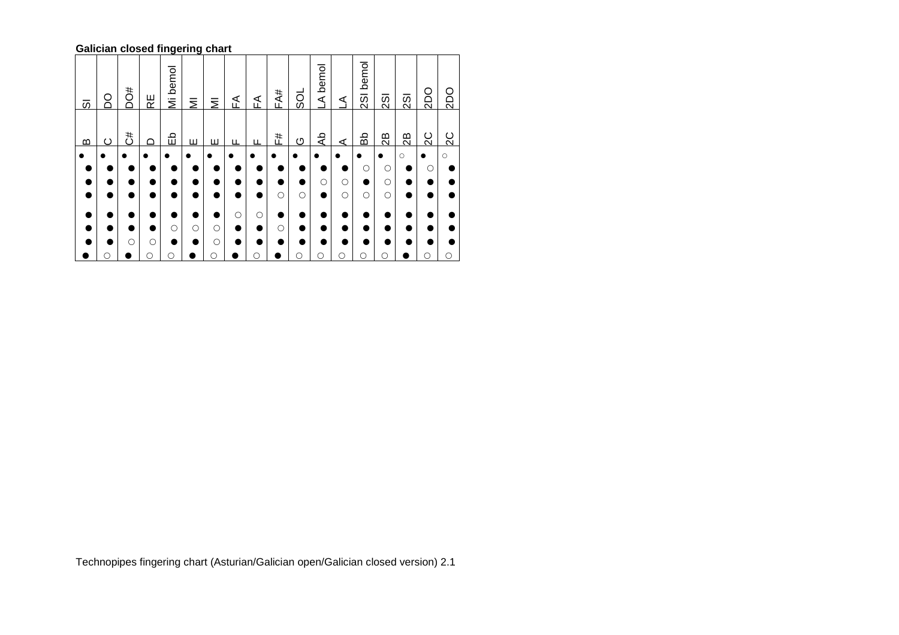**Galician closed fingering chart**

| SI | DO | DO# | RE | Mi bemol | MI | MI | FA | FA | FA# | SOL | LA bemol | LA | 2SI bemol | 2SI | 2SI | 2DO | 2DO |
|---|---|---|---|---|---|---|---|---|---|---|---|---|---|---|---|---|---|
| B | C | C# | D | Eb | E | E | F | F | F# | G | Ab | A | Bb | 2B | 2B | 2C | 2C |
| ● | ● | ● | ● | ● | ● | ● | ● | ● | ● | ● | ● | ● | ● | ● | ○ | ● | ○ |
| ● | ● | ● | ● | ● | ● | ● | ● | ● | ● | ● | ● | ● | ○ | ○ | ● | ○ | ● |
| ● | ● | ● | ● | ● | ● | ● | ● | ● | ● | ● | ○ | ○ | ● | ○ | ● | ● | ● |
| ● | ● | ● | ● | ● | ● | ● | ● | ● | ○ | ○ | ● | ○ | ○ | ○ | ● | ● | ● |
| ● | ● | ● | ● | ● | ● | ● | ○ | ○ | ● | ● | ● | ● | ● | ● | ● | ● | ● |
| ● | ● | ● | ● | ○ | ○ | ○ | ● | ● | ○ | ● | ● | ● | ● | ● | ● | ● | ● |
| ● | ● | ○ | ○ | ● | ● | ○ | ● | ● | ● | ● | ● | ● | ● | ● | ● | ● | ● |
| ● | ○ | ● | ○ | ○ | ● | ○ | ● | ○ | ● | ○ | ○ | ○ | ○ | ○ | ● | ○ | ○ |